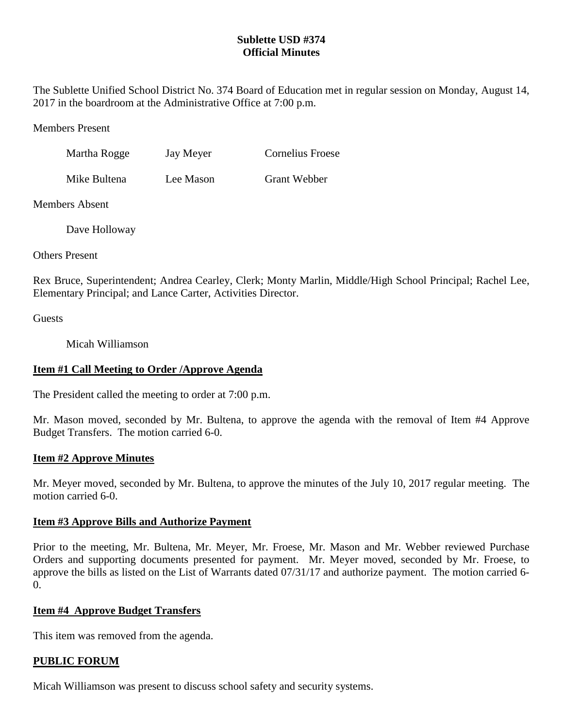**Sublette USD #374**
**Official Minutes**

The Sublette Unified School District No. 374 Board of Education met in regular session on Monday, August 14, 2017 in the boardroom at the Administrative Office at 7:00 p.m.

Members Present

| | | |
|---|---|---|
| Martha Rogge | Jay Meyer | Cornelius Froese |
| Mike Bultena | Lee Mason | Grant Webber |

Members Absent

Dave Holloway

Others Present

Rex Bruce, Superintendent; Andrea Cearley, Clerk; Monty Marlin, Middle/High School Principal; Rachel Lee, Elementary Principal; and Lance Carter, Activities Director.

Guests

Micah Williamson

## Item #1 Call Meeting to Order /Approve Agenda

The President called the meeting to order at 7:00 p.m.

Mr. Mason moved, seconded by Mr. Bultena, to approve the agenda with the removal of Item #4 Approve Budget Transfers. The motion carried 6-0.

## Item #2 Approve Minutes

Mr. Meyer moved, seconded by Mr. Bultena, to approve the minutes of the July 10, 2017 regular meeting. The motion carried 6-0.

## Item #3 Approve Bills and Authorize Payment

Prior to the meeting, Mr. Bultena, Mr. Meyer, Mr. Froese, Mr. Mason and Mr. Webber reviewed Purchase Orders and supporting documents presented for payment. Mr. Meyer moved, seconded by Mr. Froese, to approve the bills as listed on the List of Warrants dated 07/31/17 and authorize payment. The motion carried 6-0.

## Item #4 Approve Budget Transfers

This item was removed from the agenda.

## PUBLIC FORUM

Micah Williamson was present to discuss school safety and security systems.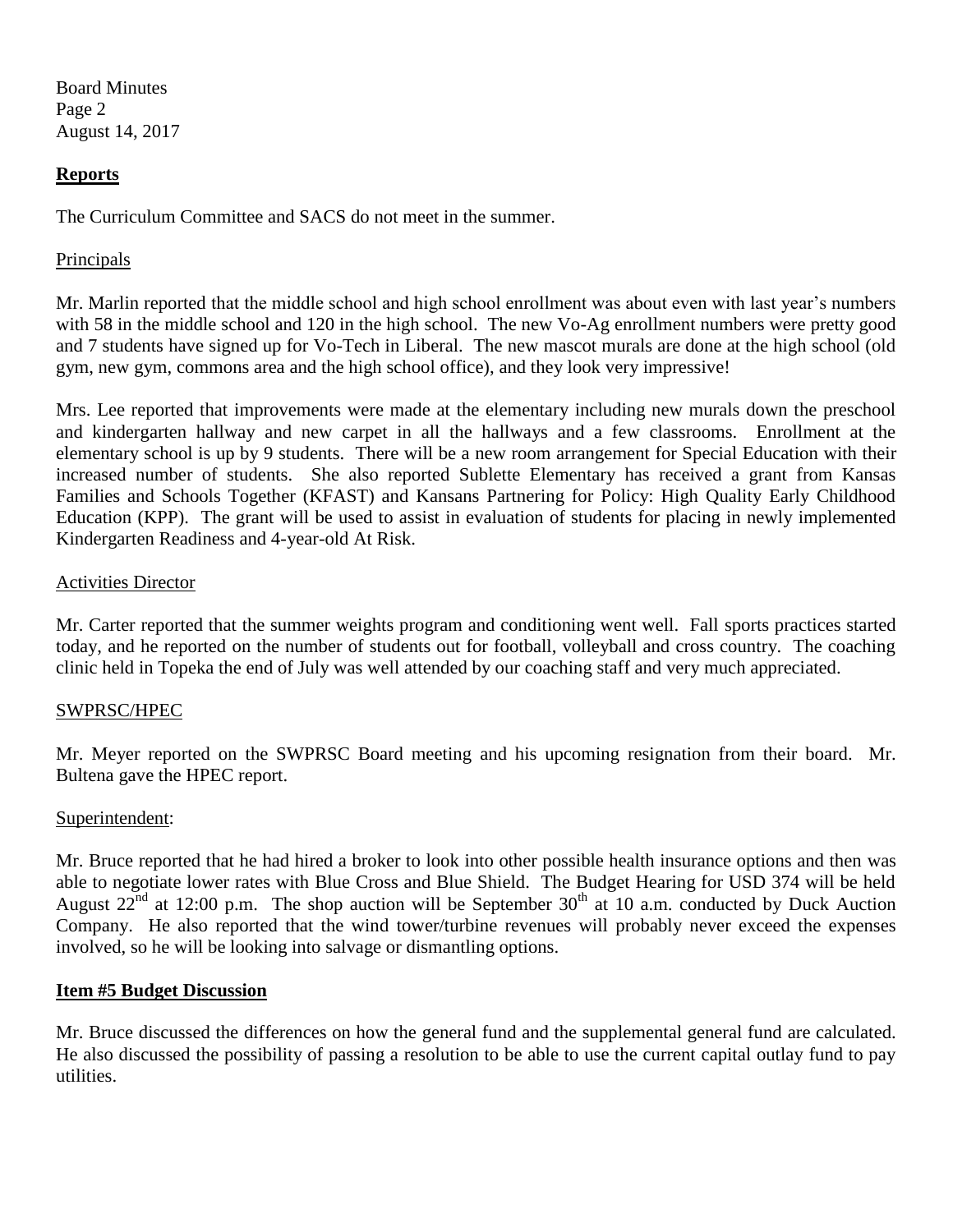## **Reports**

The Curriculum Committee and SACS do not meet in the summer.

Principals

Mr. Marlin reported that the middle school and high school enrollment was about even with last year's numbers with 58 in the middle school and 120 in the high school. The new Vo-Ag enrollment numbers were pretty good and 7 students have signed up for Vo-Tech in Liberal. The new mascot murals are done at the high school (old gym, new gym, commons area and the high school office), and they look very impressive!

Mrs. Lee reported that improvements were made at the elementary including new murals down the preschool and kindergarten hallway and new carpet in all the hallways and a few classrooms. Enrollment at the elementary school is up by 9 students. There will be a new room arrangement for Special Education with their increased number of students. She also reported Sublette Elementary has received a grant from Kansas Families and Schools Together (KFAST) and Kansans Partnering for Policy: High Quality Early Childhood Education (KPP). The grant will be used to assist in evaluation of students for placing in newly implemented Kindergarten Readiness and 4-year-old At Risk.

Activities Director

Mr. Carter reported that the summer weights program and conditioning went well. Fall sports practices started today, and he reported on the number of students out for football, volleyball and cross country. The coaching clinic held in Topeka the end of July was well attended by our coaching staff and very much appreciated.

SWPRSC/HPEC

Mr. Meyer reported on the SWPRSC Board meeting and his upcoming resignation from their board. Mr. Bultena gave the HPEC report.

Superintendent:

Mr. Bruce reported that he had hired a broker to look into other possible health insurance options and then was able to negotiate lower rates with Blue Cross and Blue Shield. The Budget Hearing for USD 374 will be held August 22nd at 12:00 p.m. The shop auction will be September 30th at 10 a.m. conducted by Duck Auction Company. He also reported that the wind tower/turbine revenues will probably never exceed the expenses involved, so he will be looking into salvage or dismantling options.

## **Item #5 Budget Discussion**

Mr. Bruce discussed the differences on how the general fund and the supplemental general fund are calculated. He also discussed the possibility of passing a resolution to be able to use the current capital outlay fund to pay utilities.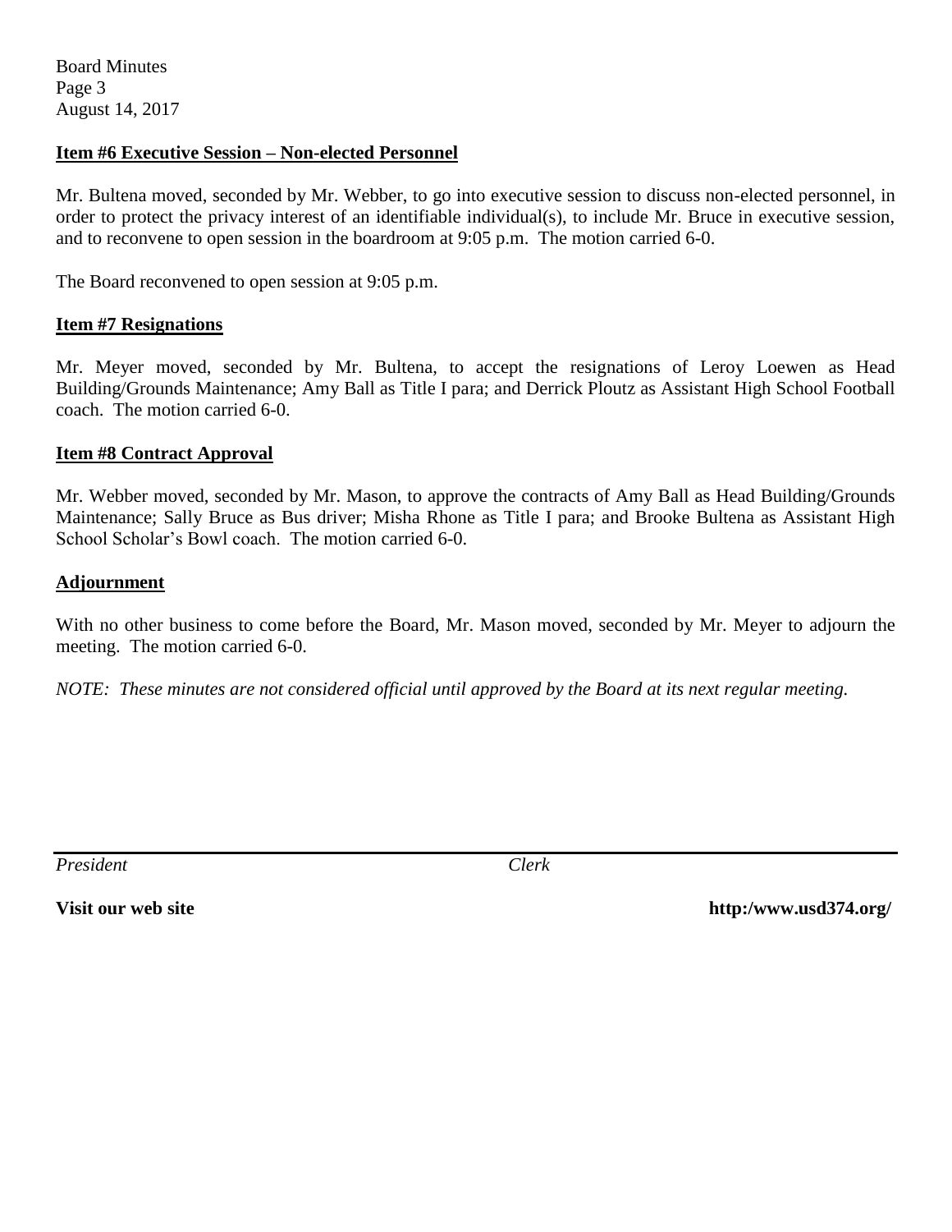**Item #6 Executive Session – Non-elected Personnel**

Mr. Bultena moved, seconded by Mr. Webber, to go into executive session to discuss non-elected personnel, in order to protect the privacy interest of an identifiable individual(s), to include Mr. Bruce in executive session, and to reconvene to open session in the boardroom at 9:05 p.m. The motion carried 6-0.

The Board reconvened to open session at 9:05 p.m.

**Item #7 Resignations**

Mr. Meyer moved, seconded by Mr. Bultena, to accept the resignations of Leroy Loewen as Head Building/Grounds Maintenance; Amy Ball as Title I para; and Derrick Ploutz as Assistant High School Football coach. The motion carried 6-0.

**Item #8 Contract Approval**

Mr. Webber moved, seconded by Mr. Mason, to approve the contracts of Amy Ball as Head Building/Grounds Maintenance; Sally Bruce as Bus driver; Misha Rhone as Title I para; and Brooke Bultena as Assistant High School Scholar's Bowl coach. The motion carried 6-0.

**Adjournment**

With no other business to come before the Board, Mr. Mason moved, seconded by Mr. Meyer to adjourn the meeting. The motion carried 6-0.

*NOTE: These minutes are not considered official until approved by the Board at its next regular meeting.*

*President* *Clerk*

**Visit our web site** **http:/www.usd374.org/**